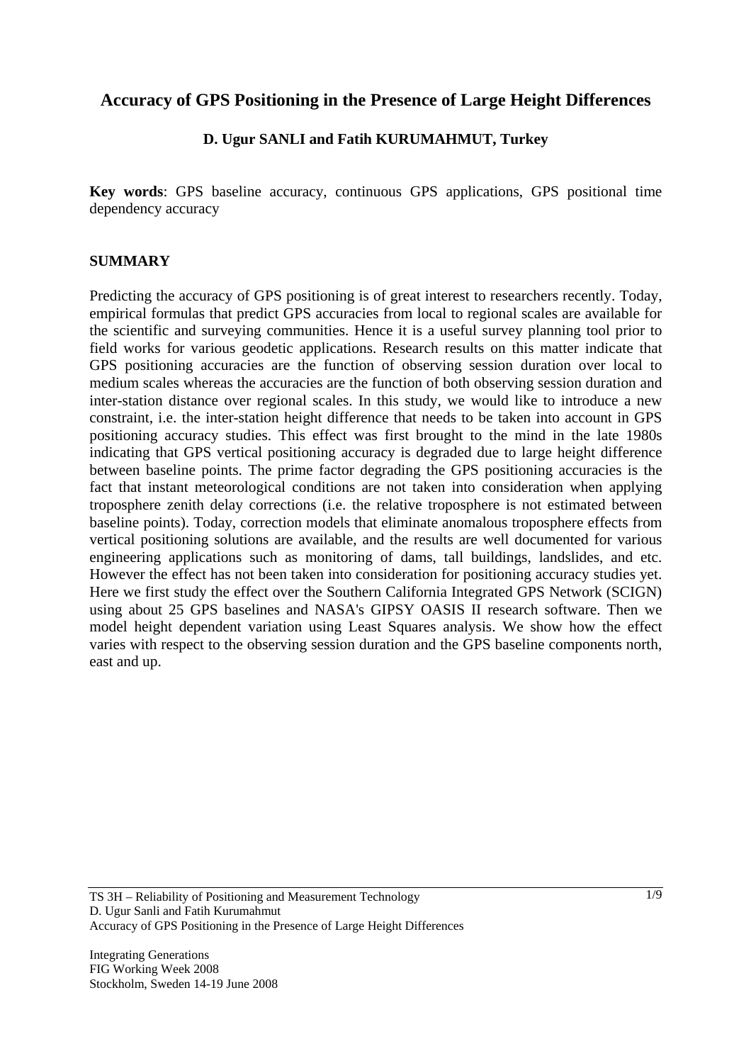# Accuracy of GPS Positioning in the Presence of Large Height Differences

**D. Ugur SANLI and Fatih KURUMAHMUT, Turkey**

**Key words**: GPS baseline accuracy, continuous GPS applications, GPS positional time dependency accuracy

## SUMMARY

Predicting the accuracy of GPS positioning is of great interest to researchers recently. Today, empirical formulas that predict GPS accuracies from local to regional scales are available for the scientific and surveying communities. Hence it is a useful survey planning tool prior to field works for various geodetic applications. Research results on this matter indicate that GPS positioning accuracies are the function of observing session duration over local to medium scales whereas the accuracies are the function of both observing session duration and inter-station distance over regional scales. In this study, we would like to introduce a new constraint, i.e. the inter-station height difference that needs to be taken into account in GPS positioning accuracy studies. This effect was first brought to the mind in the late 1980s indicating that GPS vertical positioning accuracy is degraded due to large height difference between baseline points. The prime factor degrading the GPS positioning accuracies is the fact that instant meteorological conditions are not taken into consideration when applying troposphere zenith delay corrections (i.e. the relative troposphere is not estimated between baseline points). Today, correction models that eliminate anomalous troposphere effects from vertical positioning solutions are available, and the results are well documented for various engineering applications such as monitoring of dams, tall buildings, landslides, and etc. However the effect has not been taken into consideration for positioning accuracy studies yet. Here we first study the effect over the Southern California Integrated GPS Network (SCIGN) using about 25 GPS baselines and NASA's GIPSY OASIS II research software. Then we model height dependent variation using Least Squares analysis. We show how the effect varies with respect to the observing session duration and the GPS baseline components north, east and up.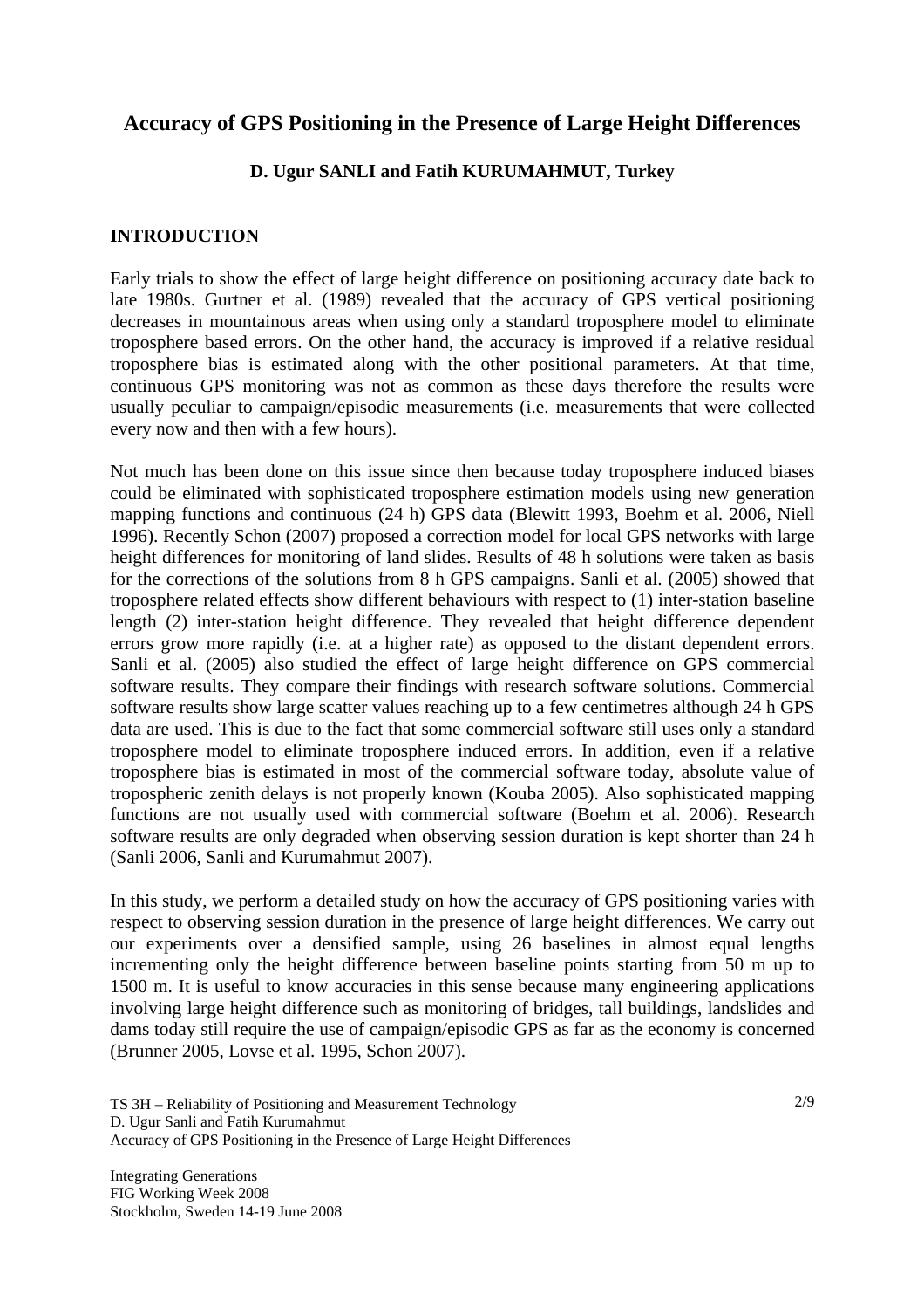# Accuracy of GPS Positioning in the Presence of Large Height Differences

**D. Ugur SANLI and Fatih KURUMAHMUT, Turkey**

## INTRODUCTION

Early trials to show the effect of large height difference on positioning accuracy date back to late 1980s. Gurtner et al. (1989) revealed that the accuracy of GPS vertical positioning decreases in mountainous areas when using only a standard troposphere model to eliminate troposphere based errors. On the other hand, the accuracy is improved if a relative residual troposphere bias is estimated along with the other positional parameters. At that time, continuous GPS monitoring was not as common as these days therefore the results were usually peculiar to campaign/episodic measurements (i.e. measurements that were collected every now and then with a few hours).

Not much has been done on this issue since then because today troposphere induced biases could be eliminated with sophisticated troposphere estimation models using new generation mapping functions and continuous (24 h) GPS data (Blewitt 1993, Boehm et al. 2006, Niell 1996). Recently Schon (2007) proposed a correction model for local GPS networks with large height differences for monitoring of land slides. Results of 48 h solutions were taken as basis for the corrections of the solutions from 8 h GPS campaigns. Sanli et al. (2005) showed that troposphere related effects show different behaviours with respect to (1) inter-station baseline length (2) inter-station height difference. They revealed that height difference dependent errors grow more rapidly (i.e. at a higher rate) as opposed to the distant dependent errors. Sanli et al. (2005) also studied the effect of large height difference on GPS commercial software results. They compare their findings with research software solutions. Commercial software results show large scatter values reaching up to a few centimetres although 24 h GPS data are used. This is due to the fact that some commercial software still uses only a standard troposphere model to eliminate troposphere induced errors. In addition, even if a relative troposphere bias is estimated in most of the commercial software today, absolute value of tropospheric zenith delays is not properly known (Kouba 2005). Also sophisticated mapping functions are not usually used with commercial software (Boehm et al. 2006). Research software results are only degraded when observing session duration is kept shorter than 24 h (Sanli 2006, Sanli and Kurumahmut 2007).

In this study, we perform a detailed study on how the accuracy of GPS positioning varies with respect to observing session duration in the presence of large height differences. We carry out our experiments over a densified sample, using 26 baselines in almost equal lengths incrementing only the height difference between baseline points starting from 50 m up to 1500 m. It is useful to know accuracies in this sense because many engineering applications involving large height difference such as monitoring of bridges, tall buildings, landslides and dams today still require the use of campaign/episodic GPS as far as the economy is concerned (Brunner 2005, Lovse et al. 1995, Schon 2007).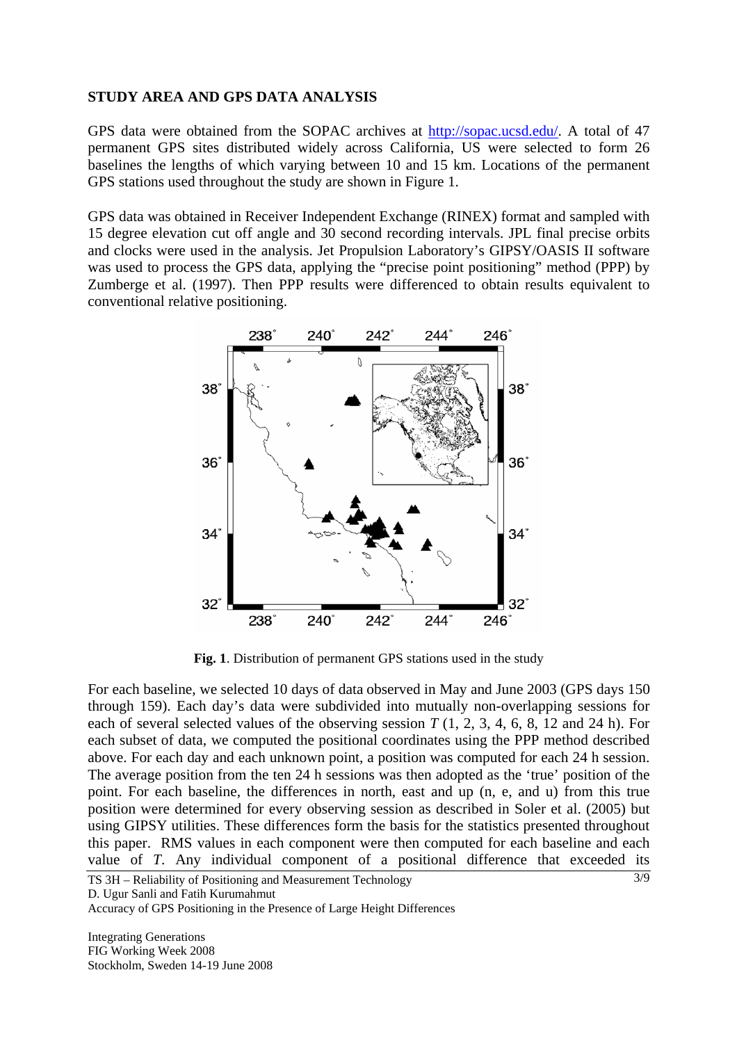**STUDY AREA AND GPS DATA ANALYSIS**

GPS data were obtained from the SOPAC archives at http://sopac.ucsd.edu/. A total of 47 permanent GPS sites distributed widely across California, US were selected to form 26 baselines the lengths of which varying between 10 and 15 km. Locations of the permanent GPS stations used throughout the study are shown in Figure 1.

GPS data was obtained in Receiver Independent Exchange (RINEX) format and sampled with 15 degree elevation cut off angle and 30 second recording intervals. JPL final precise orbits and clocks were used in the analysis. Jet Propulsion Laboratory's GIPSY/OASIS II software was used to process the GPS data, applying the "precise point positioning" method (PPP) by Zumberge et al. (1997). Then PPP results were differenced to obtain results equivalent to conventional relative positioning.

**Fig. 1**. Distribution of permanent GPS stations used in the study

For each baseline, we selected 10 days of data observed in May and June 2003 (GPS days 150 through 159). Each day's data were subdivided into mutually non-overlapping sessions for each of several selected values of the observing session *T* (1, 2, 3, 4, 6, 8, 12 and 24 h). For each subset of data, we computed the positional coordinates using the PPP method described above. For each day and each unknown point, a position was computed for each 24 h session. The average position from the ten 24 h sessions was then adopted as the 'true' position of the point. For each baseline, the differences in north, east and up (n, e, and u) from this true position were determined for every observing session as described in Soler et al. (2005) but using GIPSY utilities. These differences form the basis for the statistics presented throughout this paper. RMS values in each component were then computed for each baseline and each value of *T*. Any individual component of a positional difference that exceeded its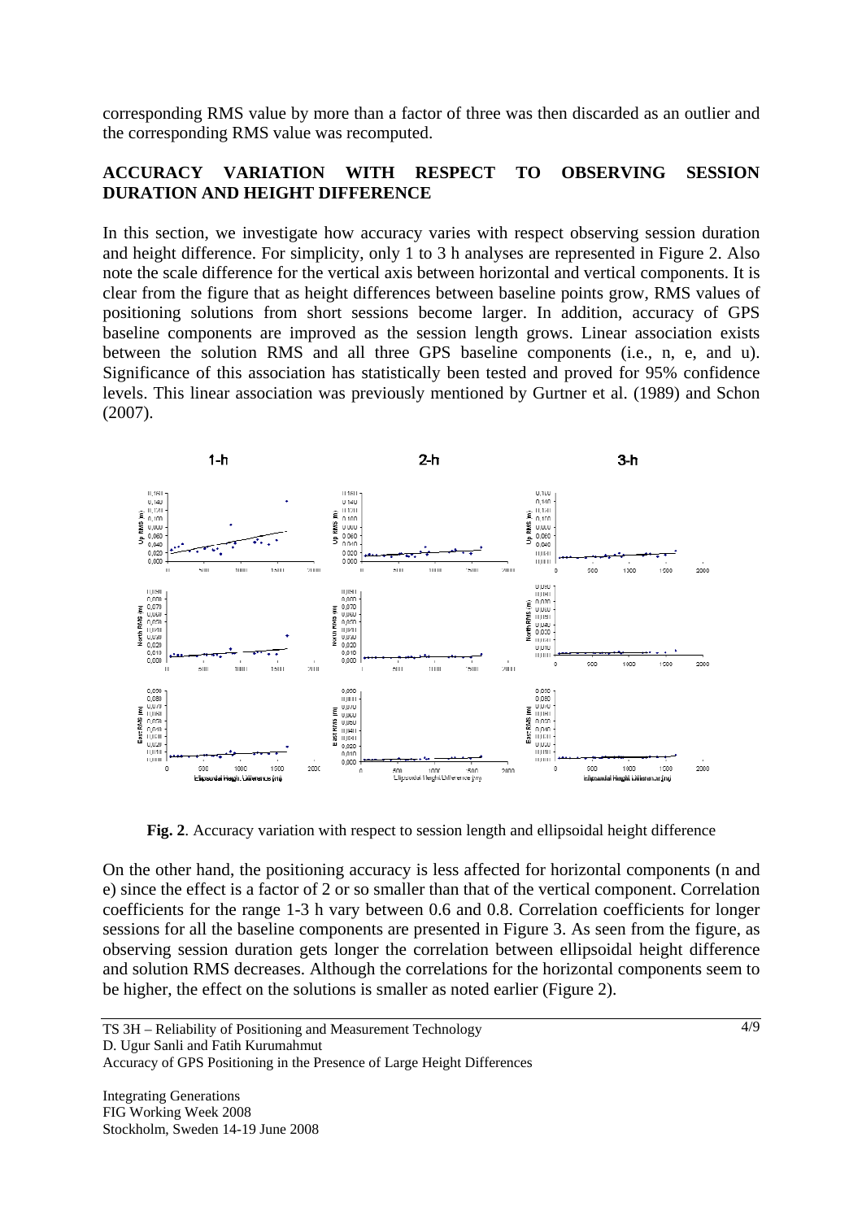corresponding RMS value by more than a factor of three was then discarded as an outlier and the corresponding RMS value was recomputed.

## ACCURACY VARIATION WITH RESPECT TO OBSERVING SESSION DURATION AND HEIGHT DIFFERENCE

In this section, we investigate how accuracy varies with respect observing session duration and height difference. For simplicity, only 1 to 3 h analyses are represented in Figure 2. Also note the scale difference for the vertical axis between horizontal and vertical components. It is clear from the figure that as height differences between baseline points grow, RMS values of positioning solutions from short sessions become larger. In addition, accuracy of GPS baseline components are improved as the session length grows. Linear association exists between the solution RMS and all three GPS baseline components (i.e., n, e, and u). Significance of this association has statistically been tested and proved for 95% confidence levels. This linear association was previously mentioned by Gurtner et al. (1989) and Schon (2007).

**Fig. 2**. Accuracy variation with respect to session length and ellipsoidal height difference

On the other hand, the positioning accuracy is less affected for horizontal components (n and e) since the effect is a factor of 2 or so smaller than that of the vertical component. Correlation coefficients for the range 1-3 h vary between 0.6 and 0.8. Correlation coefficients for longer sessions for all the baseline components are presented in Figure 3. As seen from the figure, as observing session duration gets longer the correlation between ellipsoidal height difference and solution RMS decreases. Although the correlations for the horizontal components seem to be higher, the effect on the solutions is smaller as noted earlier (Figure 2).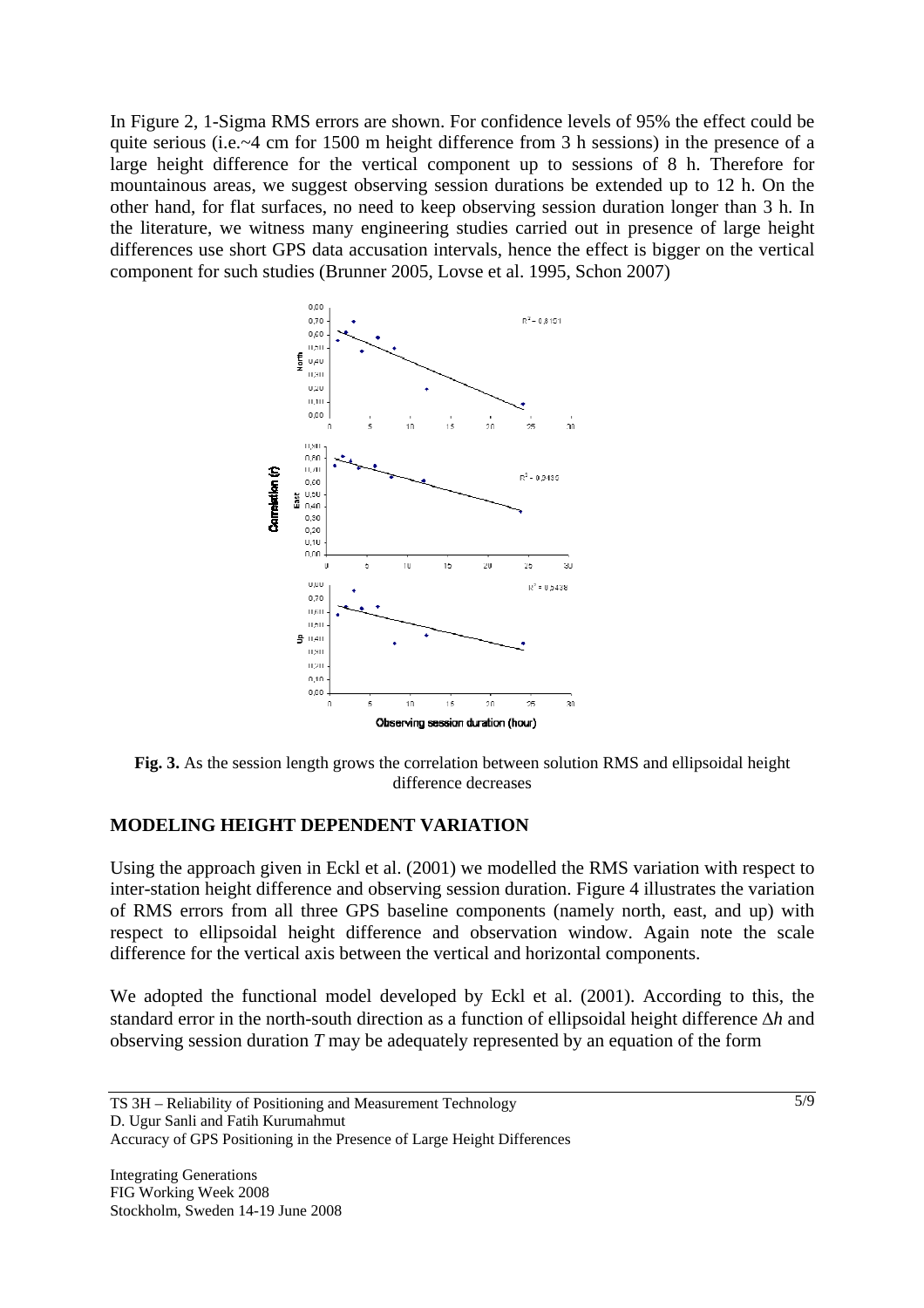In Figure 2, 1-Sigma RMS errors are shown. For confidence levels of 95% the effect could be quite serious (i.e.~4 cm for 1500 m height difference from 3 h sessions) in the presence of a large height difference for the vertical component up to sessions of 8 h. Therefore for mountainous areas, we suggest observing session durations be extended up to 12 h. On the other hand, for flat surfaces, no need to keep observing session duration longer than 3 h. In the literature, we witness many engineering studies carried out in presence of large height differences use short GPS data accusation intervals, hence the effect is bigger on the vertical component for such studies (Brunner 2005, Lovse et al. 1995, Schon 2007)

**Fig. 3.** As the session length grows the correlation between solution RMS and ellipsoidal height difference decreases

## MODELING HEIGHT DEPENDENT VARIATION

Using the approach given in Eckl et al. (2001) we modelled the RMS variation with respect to inter-station height difference and observing session duration. Figure 4 illustrates the variation of RMS errors from all three GPS baseline components (namely north, east, and up) with respect to ellipsoidal height difference and observation window. Again note the scale difference for the vertical axis between the vertical and horizontal components.

We adopted the functional model developed by Eckl et al. (2001). According to this, the standard error in the north-south direction as a function of ellipsoidal height difference $\Delta h$ and observing session duration $T$ may be adequately represented by an equation of the form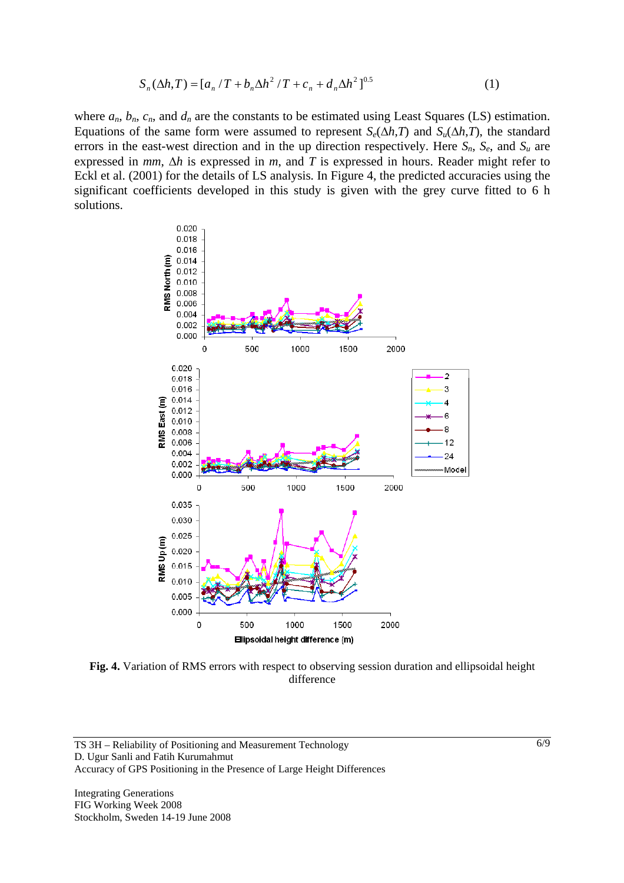$$S_n(\Delta h, T) = [a_n / T + b_n \Delta h^2 / T + c_n + d_n \Delta h^2]^{0.5} \quad (1)$$

where $a_n$, $b_n$, $c_n$, and $d_n$ are the constants to be estimated using Least Squares (LS) estimation. Equations of the same form were assumed to represent $S_e(\Delta h,T)$ and $S_u(\Delta h,T)$, the standard errors in the east-west direction and in the up direction respectively. Here $S_n$, $S_e$, and $S_u$ are expressed in *mm*, $\Delta h$ is expressed in *m*, and $T$ is expressed in hours. Reader might refer to Eckl et al. (2001) for the details of LS analysis. In Figure 4, the predicted accuracies using the significant coefficients developed in this study is given with the grey curve fitted to 6 h solutions.

**Fig. 4.** Variation of RMS errors with respect to observing session duration and ellipsoidal height difference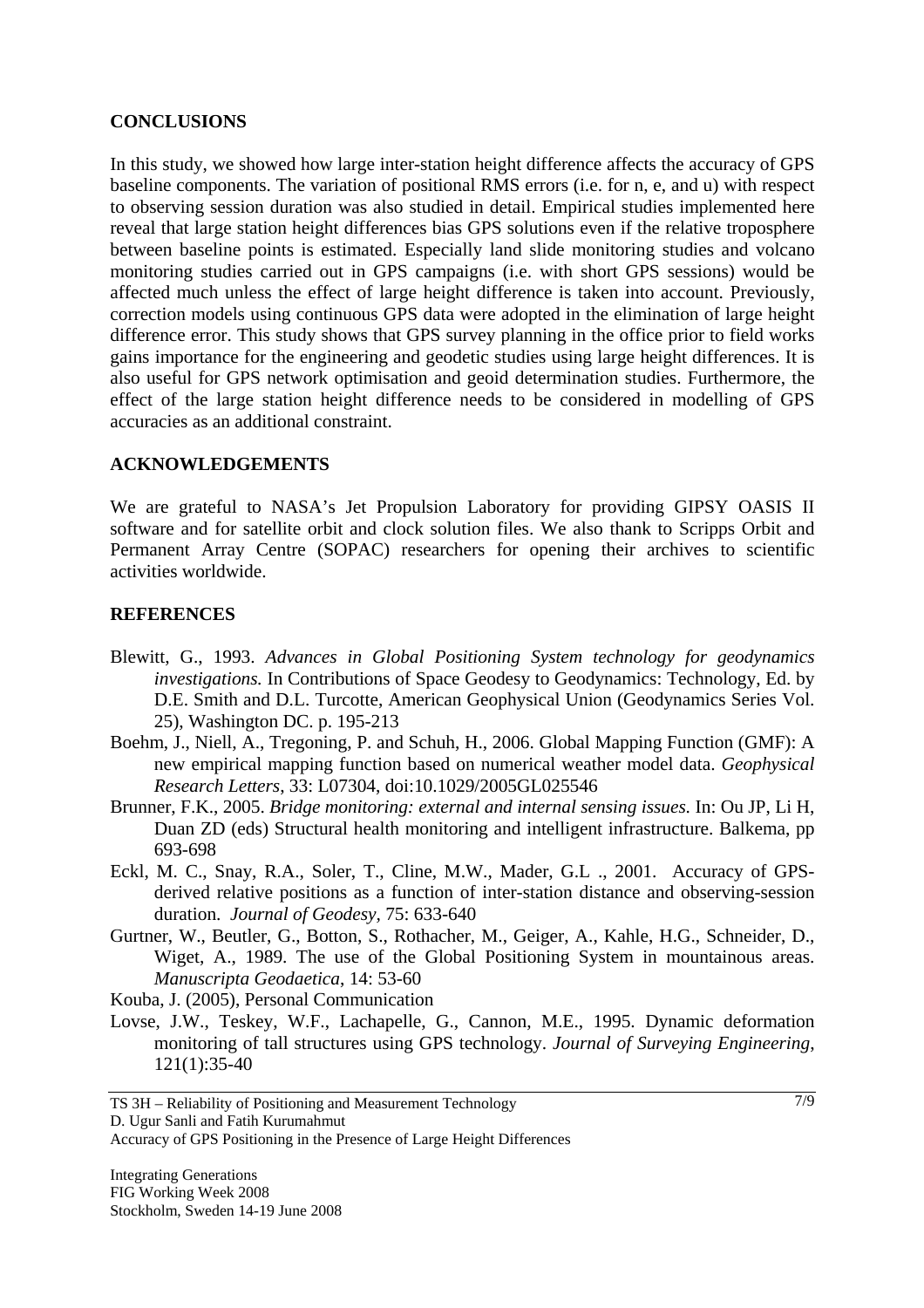## CONCLUSIONS

In this study, we showed how large inter-station height difference affects the accuracy of GPS baseline components. The variation of positional RMS errors (i.e. for n, e, and u) with respect to observing session duration was also studied in detail. Empirical studies implemented here reveal that large station height differences bias GPS solutions even if the relative troposphere between baseline points is estimated. Especially land slide monitoring studies and volcano monitoring studies carried out in GPS campaigns (i.e. with short GPS sessions) would be affected much unless the effect of large height difference is taken into account. Previously, correction models using continuous GPS data were adopted in the elimination of large height difference error. This study shows that GPS survey planning in the office prior to field works gains importance for the engineering and geodetic studies using large height differences. It is also useful for GPS network optimisation and geoid determination studies. Furthermore, the effect of the large station height difference needs to be considered in modelling of GPS accuracies as an additional constraint.

## ACKNOWLEDGEMENTS

We are grateful to NASA's Jet Propulsion Laboratory for providing GIPSY OASIS II software and for satellite orbit and clock solution files. We also thank to Scripps Orbit and Permanent Array Centre (SOPAC) researchers for opening their archives to scientific activities worldwide.

## REFERENCES

Blewitt, G., 1993. *Advances in Global Positioning System technology for geodynamics investigations.* In Contributions of Space Geodesy to Geodynamics: Technology, Ed. by D.E. Smith and D.L. Turcotte, American Geophysical Union (Geodynamics Series Vol. 25), Washington DC. p. 195-213

Boehm, J., Niell, A., Tregoning, P. and Schuh, H., 2006. Global Mapping Function (GMF): A new empirical mapping function based on numerical weather model data. *Geophysical Research Letters*, 33: L07304, doi:10.1029/2005GL025546

Brunner, F.K., 2005. *Bridge monitoring: external and internal sensing issues.* In: Ou JP, Li H, Duan ZD (eds) Structural health monitoring and intelligent infrastructure. Balkema, pp 693-698

Eckl, M. C., Snay, R.A., Soler, T., Cline, M.W., Mader, G.L ., 2001. Accuracy of GPS-derived relative positions as a function of inter-station distance and observing-session duration. *Journal of Geodesy*, 75: 633-640

Gurtner, W., Beutler, G., Botton, S., Rothacher, M., Geiger, A., Kahle, H.G., Schneider, D., Wiget, A., 1989. The use of the Global Positioning System in mountainous areas. *Manuscripta Geodaetica*, 14: 53-60

Kouba, J. (2005), Personal Communication

Lovse, J.W., Teskey, W.F., Lachapelle, G., Cannon, M.E., 1995. Dynamic deformation monitoring of tall structures using GPS technology. *Journal of Surveying Engineering*, 121(1):35-40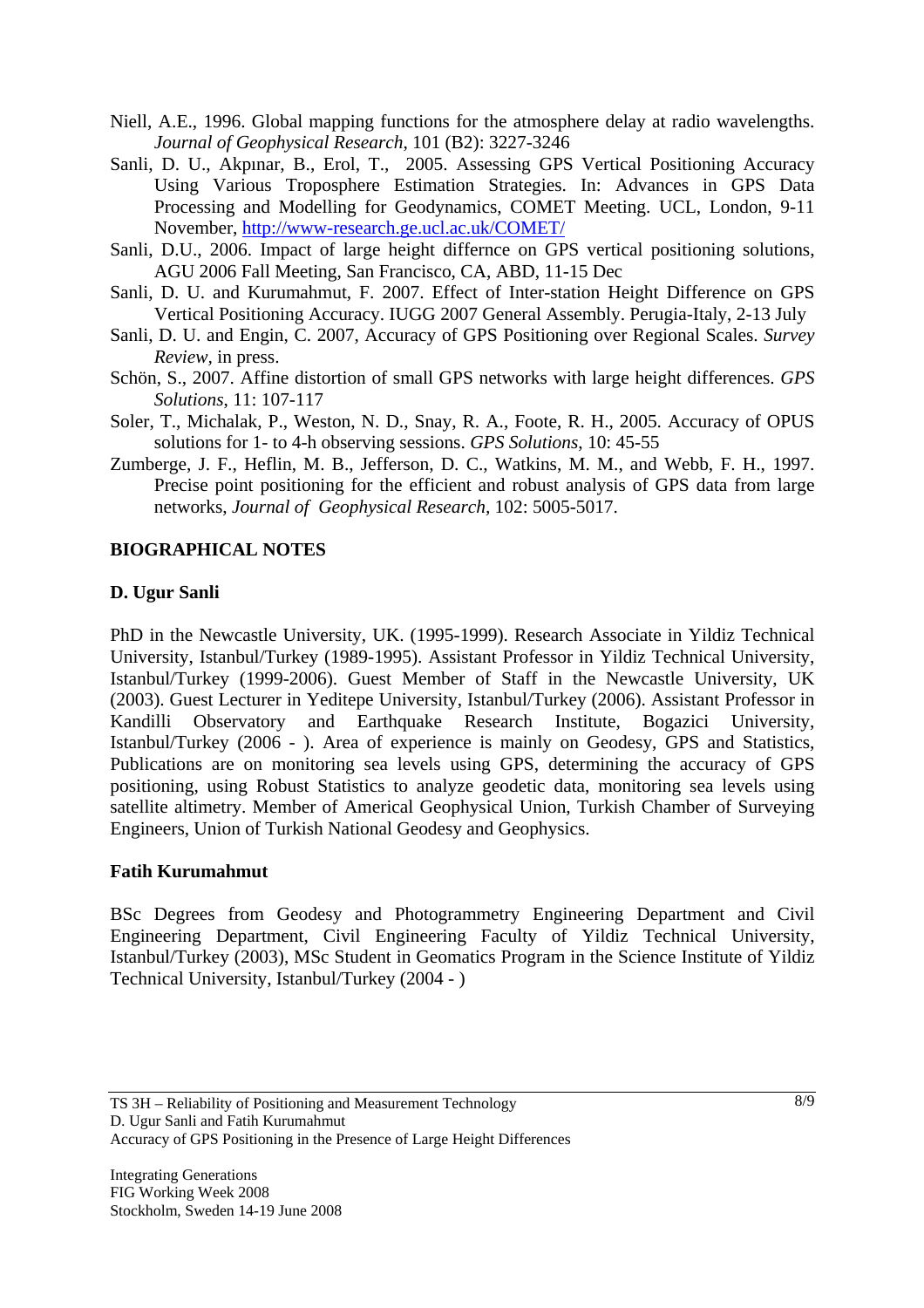Niell, A.E., 1996. Global mapping functions for the atmosphere delay at radio wavelengths. *Journal of Geophysical Research*, 101 (B2): 3227-3246

Sanli, D. U., Akpınar, B., Erol, T., 2005. Assessing GPS Vertical Positioning Accuracy Using Various Troposphere Estimation Strategies. In: Advances in GPS Data Processing and Modelling for Geodynamics, COMET Meeting. UCL, London, 9-11 November, http://www-research.ge.ucl.ac.uk/COMET/

Sanli, D.U., 2006. Impact of large height differnce on GPS vertical positioning solutions, AGU 2006 Fall Meeting, San Francisco, CA, ABD, 11-15 Dec

Sanli, D. U. and Kurumahmut, F. 2007. Effect of Inter-station Height Difference on GPS Vertical Positioning Accuracy. IUGG 2007 General Assembly. Perugia-Italy, 2-13 July

Sanli, D. U. and Engin, C. 2007, Accuracy of GPS Positioning over Regional Scales. *Survey Review*, in press.

Schön, S., 2007. Affine distortion of small GPS networks with large height differences. *GPS Solutions*, 11: 107-117

Soler, T., Michalak, P., Weston, N. D., Snay, R. A., Foote, R. H., 2005. Accuracy of OPUS solutions for 1- to 4-h observing sessions. *GPS Solutions*, 10: 45-55

Zumberge, J. F., Heflin, M. B., Jefferson, D. C., Watkins, M. M., and Webb, F. H., 1997. Precise point positioning for the efficient and robust analysis of GPS data from large networks, *Journal of Geophysical Research*, 102: 5005-5017.

## BIOGRAPHICAL NOTES

### D. Ugur Sanli

PhD in the Newcastle University, UK. (1995-1999). Research Associate in Yildiz Technical University, Istanbul/Turkey (1989-1995). Assistant Professor in Yildiz Technical University, Istanbul/Turkey (1999-2006). Guest Member of Staff in the Newcastle University, UK (2003). Guest Lecturer in Yeditepe University, Istanbul/Turkey (2006). Assistant Professor in Kandilli Observatory and Earthquake Research Institute, Bogazici University, Istanbul/Turkey (2006 - ). Area of experience is mainly on Geodesy, GPS and Statistics, Publications are on monitoring sea levels using GPS, determining the accuracy of GPS positioning, using Robust Statistics to analyze geodetic data, monitoring sea levels using satellite altimetry. Member of Americal Geophysical Union, Turkish Chamber of Surveying Engineers, Union of Turkish National Geodesy and Geophysics.

### Fatih Kurumahmut

BSc Degrees from Geodesy and Photogrammetry Engineering Department and Civil Engineering Department, Civil Engineering Faculty of Yildiz Technical University, Istanbul/Turkey (2003), MSc Student in Geomatics Program in the Science Institute of Yildiz Technical University, Istanbul/Turkey (2004 - )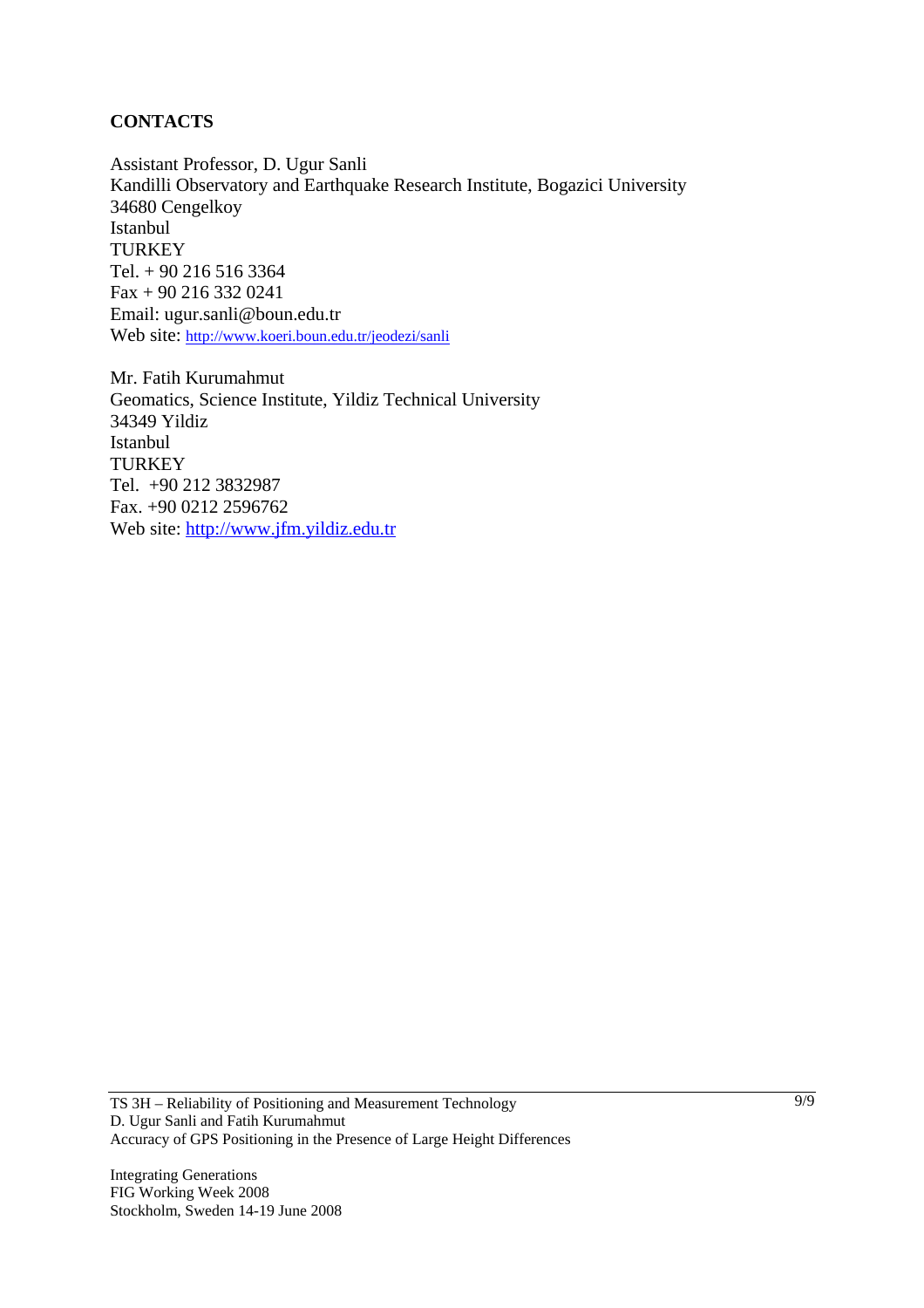## CONTACTS

Assistant Professor, D. Ugur Sanli  
Kandilli Observatory and Earthquake Research Institute, Bogazici University  
34680 Cengelkoy  
Istanbul  
TURKEY  
Tel. + 90 216 516 3364  
Fax + 90 216 332 0241  
Email: ugur.sanli@boun.edu.tr  
Web site: http://www.koeri.boun.edu.tr/jeodezi/sanli

Mr. Fatih Kurumahmut  
Geomatics, Science Institute, Yildiz Technical University  
34349 Yildiz  
Istanbul  
TURKEY  
Tel. +90 212 3832987  
Fax. +90 0212 2596762  
Web site: http://www.jfm.yildiz.edu.tr